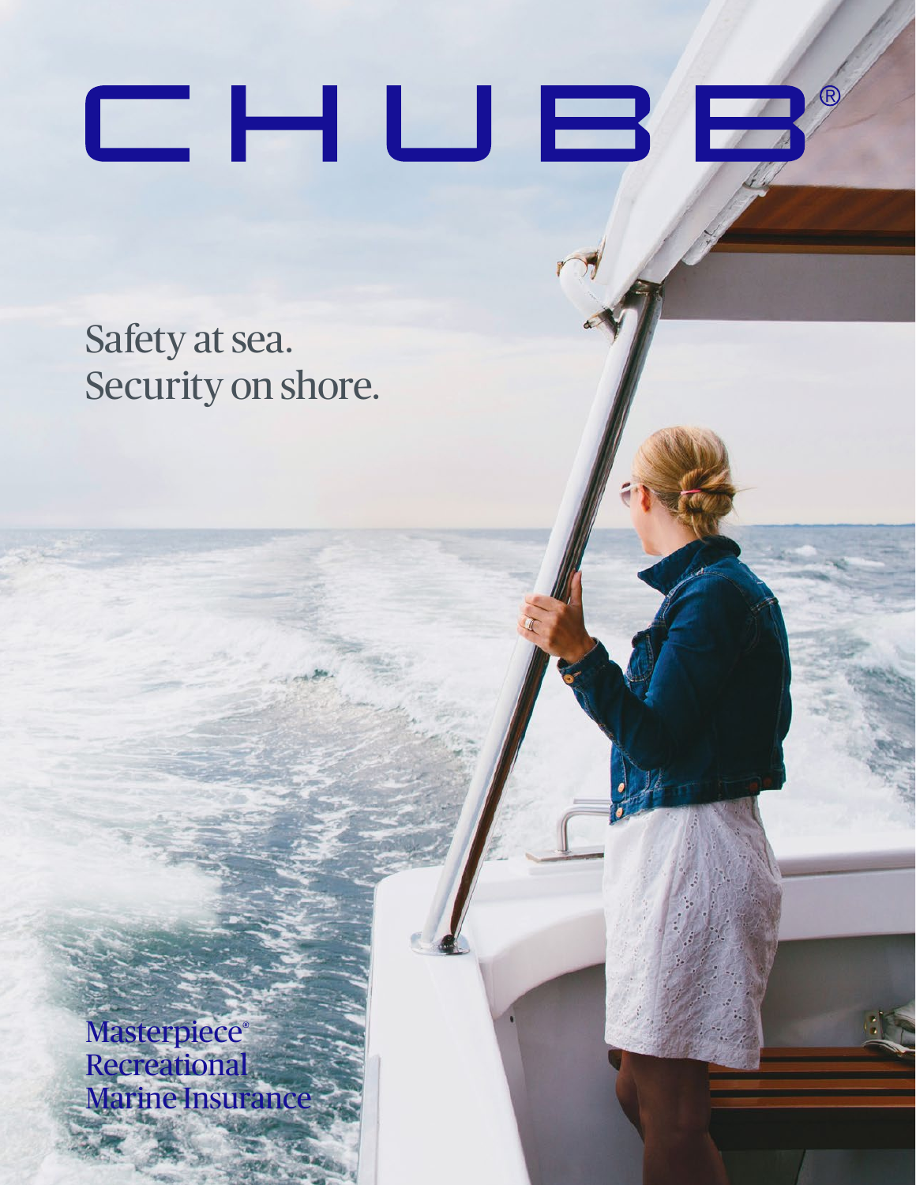# CHUBB®

Safety at sea.
Security on shore.

Masterpiece®
Recreational
Marine Insurance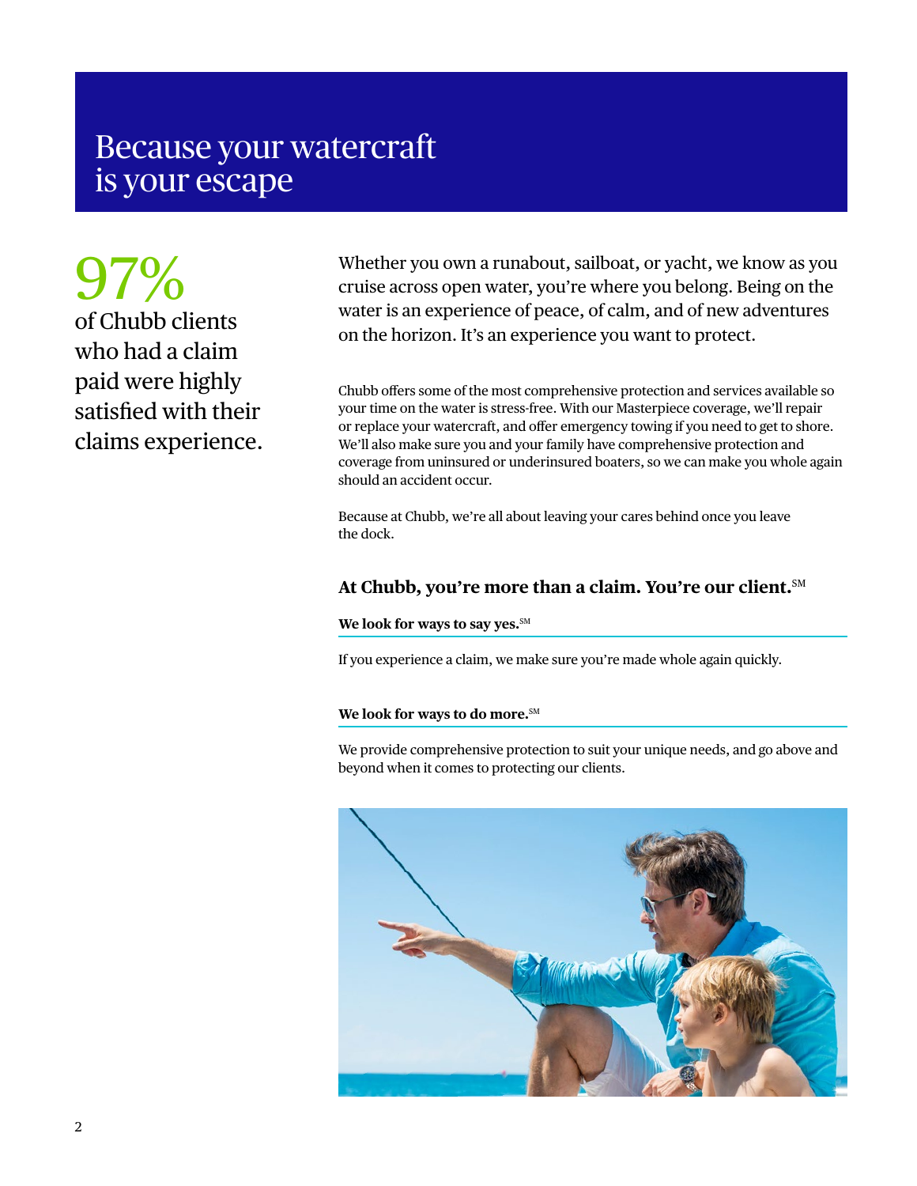# Because your watercraft is your escape

**97%** of Chubb clients who had a claim paid were highly satisfied with their claims experience.

Whether you own a runabout, sailboat, or yacht, we know as you cruise across open water, you're where you belong. Being on the water is an experience of peace, of calm, and of new adventures on the horizon. It's an experience you want to protect.

Chubb offers some of the most comprehensive protection and services available so your time on the water is stress-free. With our Masterpiece coverage, we'll repair or replace your watercraft, and offer emergency towing if you need to get to shore. We'll also make sure you and your family have comprehensive protection and coverage from uninsured or underinsured boaters, so we can make you whole again should an accident occur.

Because at Chubb, we're all about leaving your cares behind once you leave the dock.

## At Chubb, you're more than a claim. You're our client.℠

**We look for ways to say yes.℠**

If you experience a claim, we make sure you're made whole again quickly.

**We look for ways to do more.℠**

We provide comprehensive protection to suit your unique needs, and go above and beyond when it comes to protecting our clients.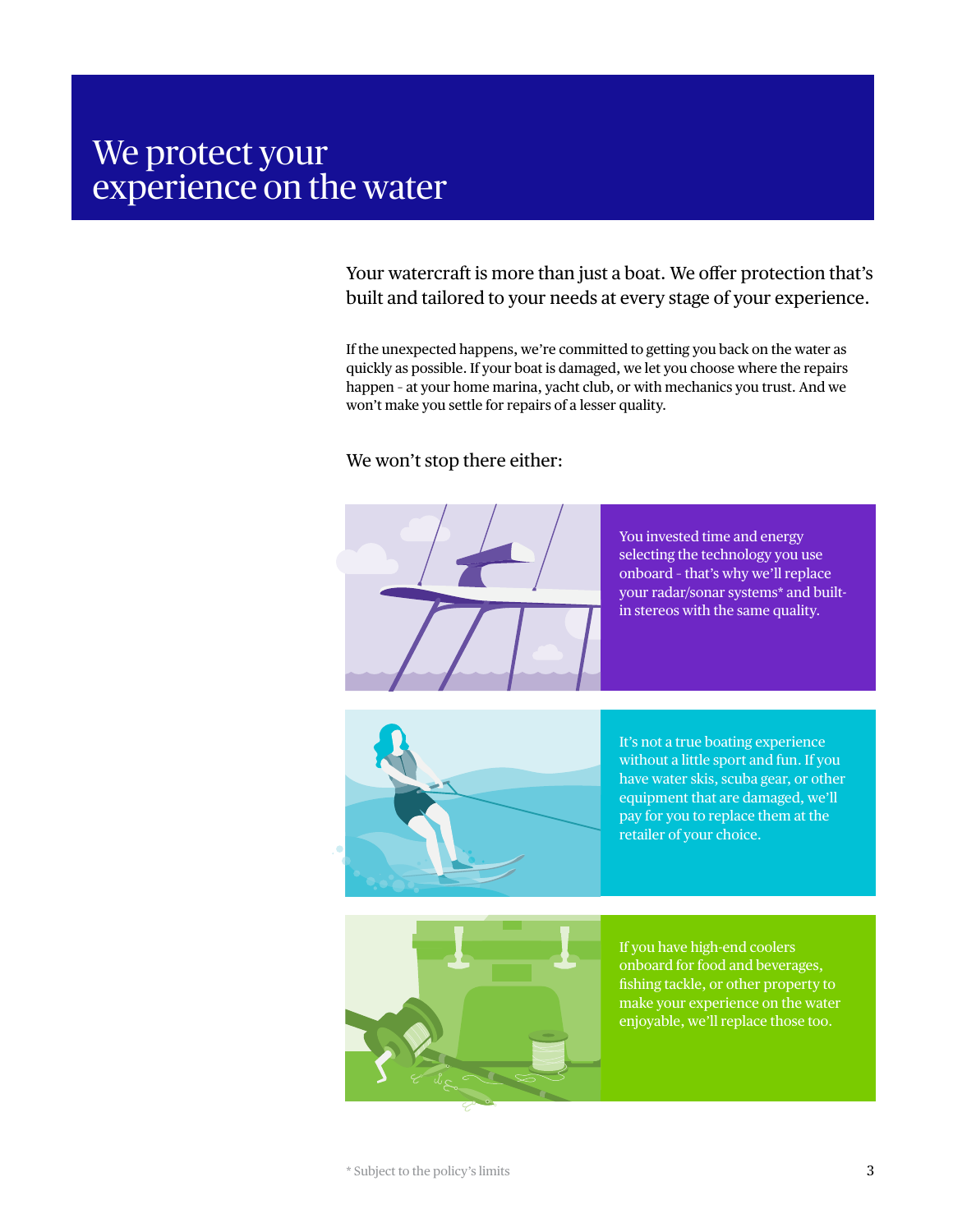# We protect your experience on the water

Your watercraft is more than just a boat. We offer protection that's built and tailored to your needs at every stage of your experience.

If the unexpected happens, we're committed to getting you back on the water as quickly as possible. If your boat is damaged, we let you choose where the repairs happen - at your home marina, yacht club, or with mechanics you trust. And we won't make you settle for repairs of a lesser quality.

We won't stop there either:

You invested time and energy selecting the technology you use onboard - that's why we'll replace your radar/sonar systems* and built-in stereos with the same quality.

It's not a true boating experience without a little sport and fun. If you have water skis, scuba gear, or other equipment that are damaged, we'll pay for you to replace them at the retailer of your choice.

If you have high-end coolers onboard for food and beverages, fishing tackle, or other property to make your experience on the water enjoyable, we'll replace those too.

* Subject to the policy's limits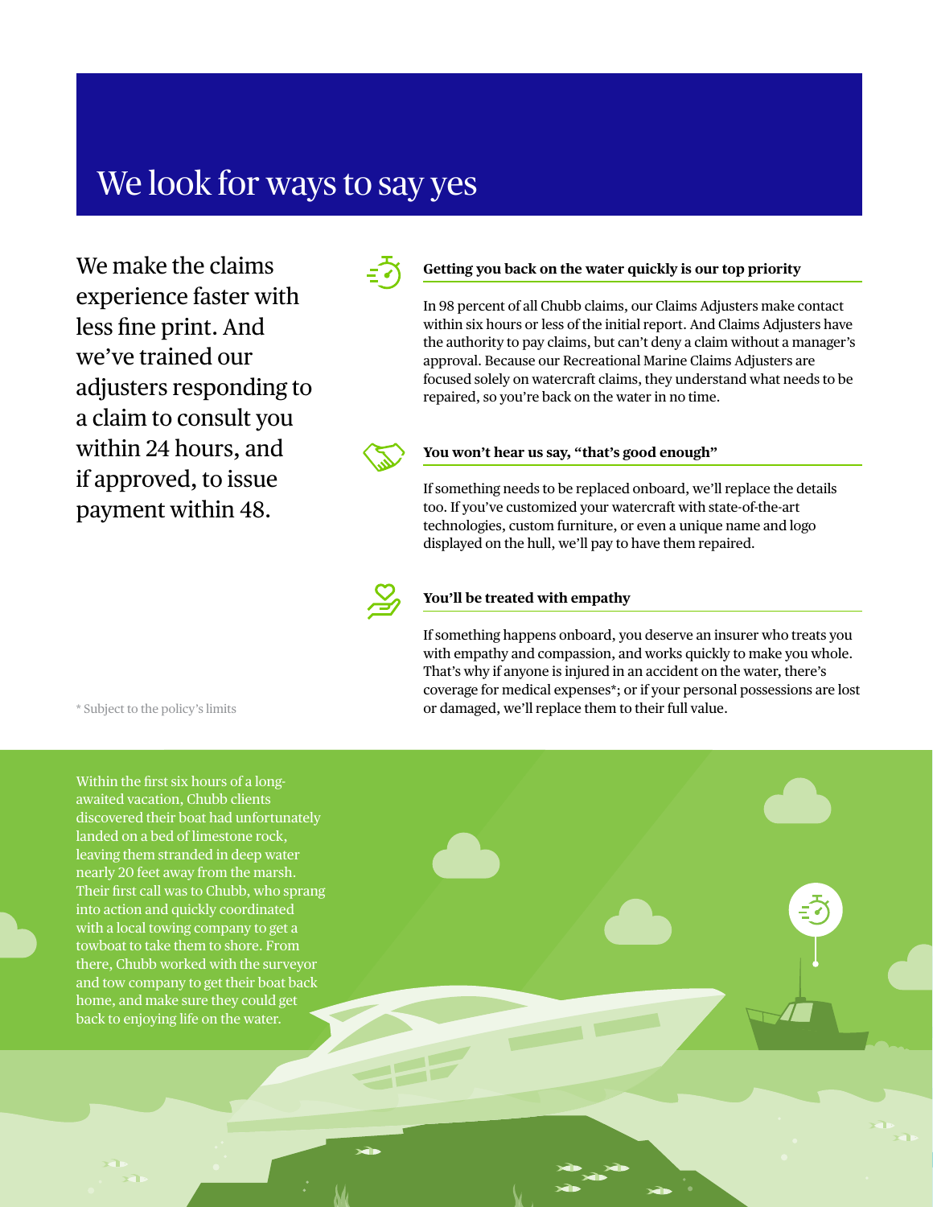# We look for ways to say yes

We make the claims experience faster with less fine print. And we've trained our adjusters responding to a claim to consult you within 24 hours, and if approved, to issue payment within 48.

### Getting you back on the water quickly is our top priority

In 98 percent of all Chubb claims, our Claims Adjusters make contact within six hours or less of the initial report. And Claims Adjusters have the authority to pay claims, but can't deny a claim without a manager's approval. Because our Recreational Marine Claims Adjusters are focused solely on watercraft claims, they understand what needs to be repaired, so you're back on the water in no time.

### You won't hear us say, "that's good enough"

If something needs to be replaced onboard, we'll replace the details too. If you've customized your watercraft with state-of-the-art technologies, custom furniture, or even a unique name and logo displayed on the hull, we'll pay to have them repaired.

### You'll be treated with empathy

If something happens onboard, you deserve an insurer who treats you with empathy and compassion, and works quickly to make you whole. That's why if anyone is injured in an accident on the water, there's coverage for medical expenses*; or if your personal possessions are lost or damaged, we'll replace them to their full value.

* Subject to the policy's limits

Within the first six hours of a long-awaited vacation, Chubb clients discovered their boat had unfortunately landed on a bed of limestone rock, leaving them stranded in deep water nearly 20 feet away from the marsh. Their first call was to Chubb, who sprang into action and quickly coordinated with a local towing company to get a towboat to take them to shore. From there, Chubb worked with the surveyor and tow company to get their boat back home, and make sure they could get back to enjoying life on the water.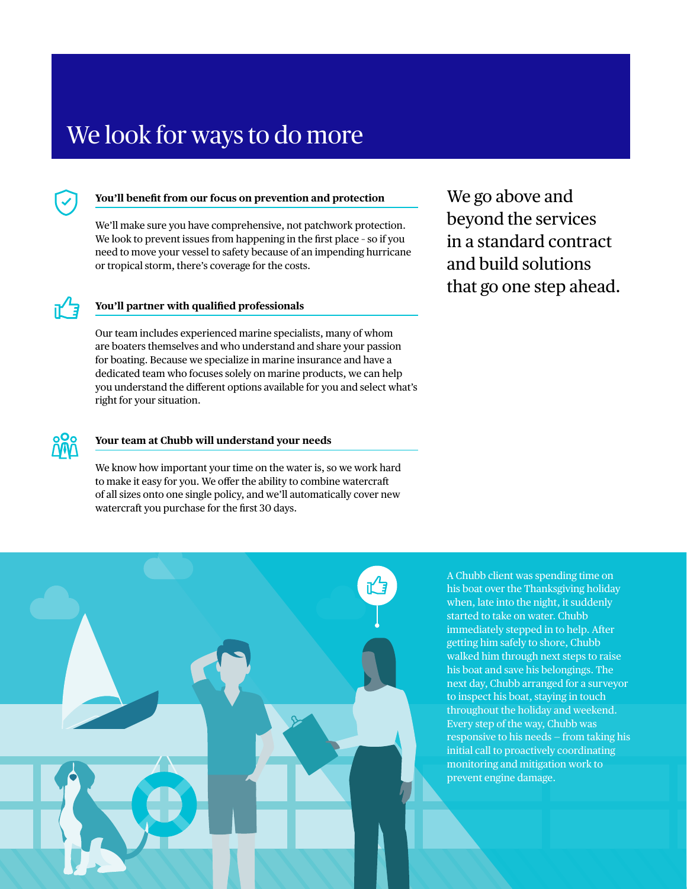# We look for ways to do more

### You'll benefit from our focus on prevention and protection

We'll make sure you have comprehensive, not patchwork protection. We look to prevent issues from happening in the first place - so if you need to move your vessel to safety because of an impending hurricane or tropical storm, there's coverage for the costs.

### You'll partner with qualified professionals

Our team includes experienced marine specialists, many of whom are boaters themselves and who understand and share your passion for boating. Because we specialize in marine insurance and have a dedicated team who focuses solely on marine products, we can help you understand the different options available for you and select what's right for your situation.

### Your team at Chubb will understand your needs

We know how important your time on the water is, so we work hard to make it easy for you. We offer the ability to combine watercraft of all sizes onto one single policy, and we'll automatically cover new watercraft you purchase for the first 30 days.

We go above and beyond the services in a standard contract and build solutions that go one step ahead.

A Chubb client was spending time on his boat over the Thanksgiving holiday when, late into the night, it suddenly started to take on water. Chubb immediately stepped in to help. After getting him safely to shore, Chubb walked him through next steps to raise his boat and save his belongings. The next day, Chubb arranged for a surveyor to inspect his boat, staying in touch throughout the holiday and weekend. Every step of the way, Chubb was responsive to his needs – from taking his initial call to proactively coordinating monitoring and mitigation work to prevent engine damage.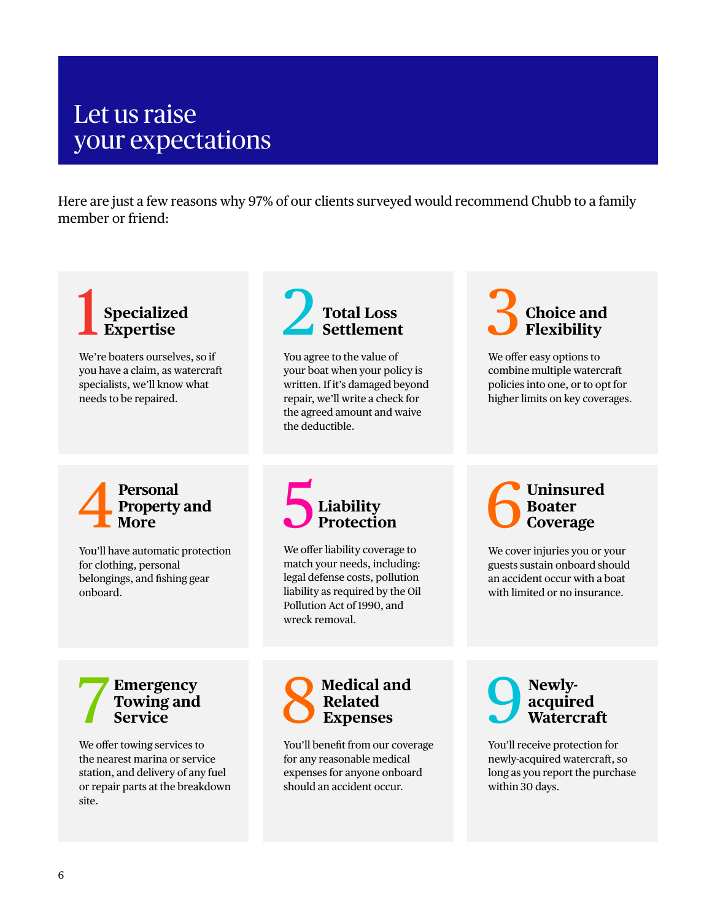# Let us raise your expectations

Here are just a few reasons why 97% of our clients surveyed would recommend Chubb to a family member or friend:

### 1 Specialized Expertise

We're boaters ourselves, so if you have a claim, as watercraft specialists, we'll know what needs to be repaired.

### 2 Total Loss Settlement

You agree to the value of your boat when your policy is written. If it's damaged beyond repair, we'll write a check for the agreed amount and waive the deductible.

### 3 Choice and Flexibility

We offer easy options to combine multiple watercraft policies into one, or to opt for higher limits on key coverages.

### 4 Personal Property and More

You'll have automatic protection for clothing, personal belongings, and fishing gear onboard.

### 5 Liability Protection

We offer liability coverage to match your needs, including: legal defense costs, pollution liability as required by the Oil Pollution Act of 1990, and wreck removal.

### 6 Uninsured Boater Coverage

We cover injuries you or your guests sustain onboard should an accident occur with a boat with limited or no insurance.

### 7 Emergency Towing and Service

We offer towing services to the nearest marina or service station, and delivery of any fuel or repair parts at the breakdown site.

### 8 Medical and Related Expenses

You'll benefit from our coverage for any reasonable medical expenses for anyone onboard should an accident occur.

### 9 Newly-acquired Watercraft

You'll receive protection for newly-acquired watercraft, so long as you report the purchase within 30 days.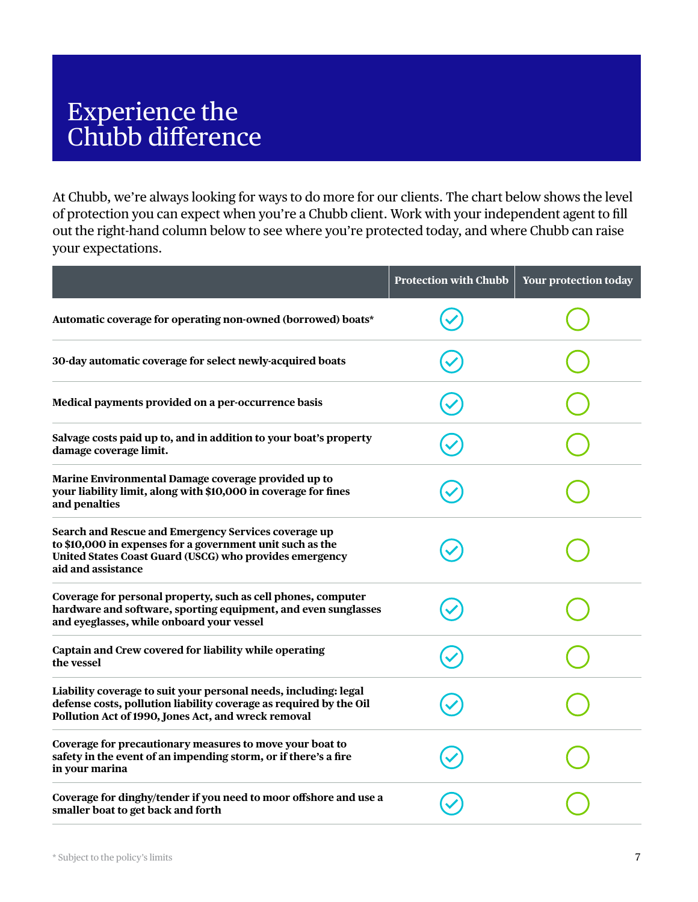# Experience the Chubb difference

At Chubb, we're always looking for ways to do more for our clients. The chart below shows the level of protection you can expect when you're a Chubb client. Work with your independent agent to fill out the right-hand column below to see where you're protected today, and where Chubb can raise your expectations.

| | Protection with Chubb | Your protection today |
|---|---|---|
| **Automatic coverage for operating non-owned (borrowed) boats*** | ✓ | ◯ |
| **30-day automatic coverage for select newly-acquired boats** | ✓ | ◯ |
| **Medical payments provided on a per-occurrence basis** | ✓ | ◯ |
| **Salvage costs paid up to, and in addition to your boat's property damage coverage limit.** | ✓ | ◯ |
| **Marine Environmental Damage coverage provided up to your liability limit, along with $10,000 in coverage for fines and penalties** | ✓ | ◯ |
| **Search and Rescue and Emergency Services coverage up to $10,000 in expenses for a government unit such as the United States Coast Guard (USCG) who provides emergency aid and assistance** | ✓ | ◯ |
| **Coverage for personal property, such as cell phones, computer hardware and software, sporting equipment, and even sunglasses and eyeglasses, while onboard your vessel** | ✓ | ◯ |
| **Captain and Crew covered for liability while operating the vessel** | ✓ | ◯ |
| **Liability coverage to suit your personal needs, including: legal defense costs, pollution liability coverage as required by the Oil Pollution Act of 1990, Jones Act, and wreck removal** | ✓ | ◯ |
| **Coverage for precautionary measures to move your boat to safety in the event of an impending storm, or if there's a fire in your marina** | ✓ | ◯ |
| **Coverage for dinghy/tender if you need to moor offshore and use a smaller boat to get back and forth** | ✓ | ◯ |

* Subject to the policy's limits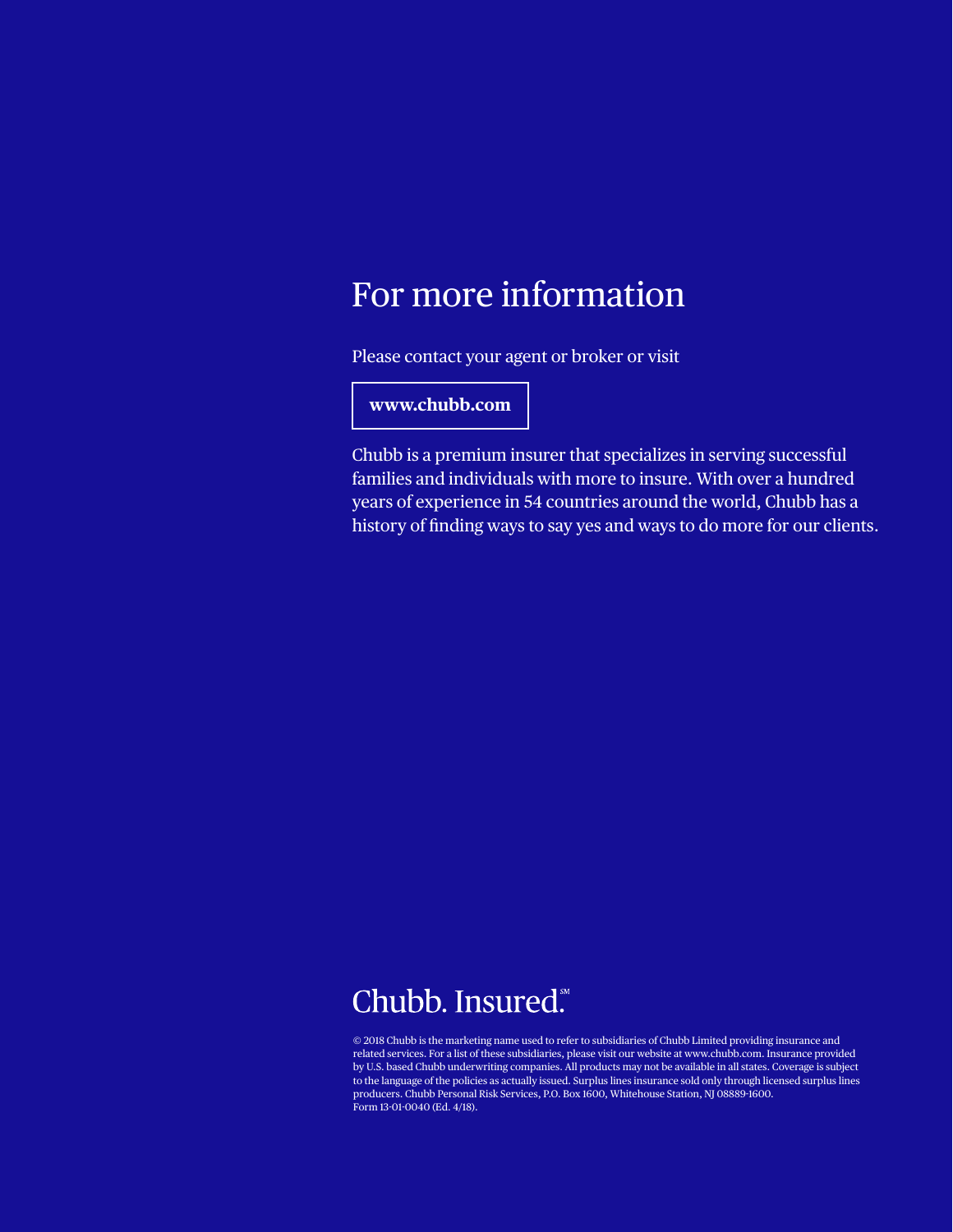# For more information

Please contact your agent or broker or visit

**www.chubb.com**

Chubb is a premium insurer that specializes in serving successful families and individuals with more to insure. With over a hundred years of experience in 54 countries around the world, Chubb has a history of finding ways to say yes and ways to do more for our clients.

Chubb. Insured.℠

© 2018 Chubb is the marketing name used to refer to subsidiaries of Chubb Limited providing insurance and related services. For a list of these subsidiaries, please visit our website at www.chubb.com. Insurance provided by U.S. based Chubb underwriting companies. All products may not be available in all states. Coverage is subject to the language of the policies as actually issued. Surplus lines insurance sold only through licensed surplus lines producers. Chubb Personal Risk Services, P.O. Box 1600, Whitehouse Station, NJ 08889-1600.
Form 13-01-0040 (Ed. 4/18).